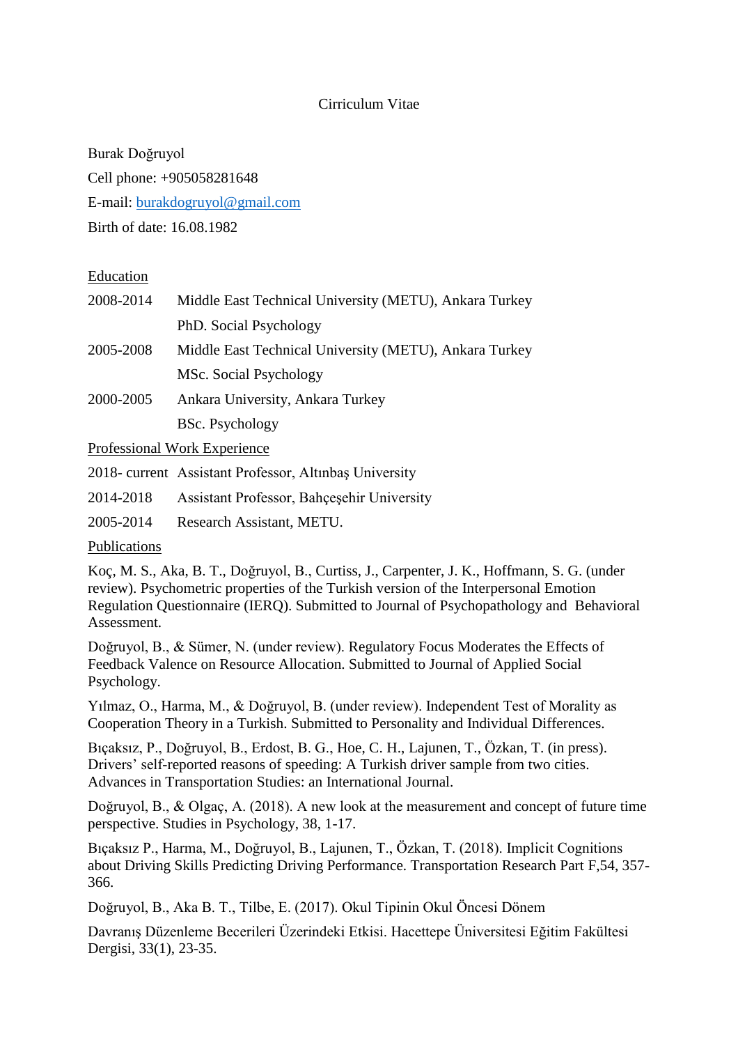# Cirriculum Vitae

Burak Doğruyol

Cell phone: +905058281648

E-mail: burakdogruyol@gmail.com

Birth of date: 16.08.1982

## Education

| | |
|---|---|
| 2008-2014 | Middle East Technical University (METU), Ankara Turkey |
| | PhD. Social Psychology |
| 2005-2008 | Middle East Technical University (METU), Ankara Turkey |
| | MSc. Social Psychology |
| 2000-2005 | Ankara University, Ankara Turkey |
| | BSc. Psychology |

## Professional Work Experience

| | |
|---|---|
| 2018- current | Assistant Professor, Altınbaş University |
| 2014-2018 | Assistant Professor, Bahçeşehir University |
| 2005-2014 | Research Assistant, METU. |

## Publications

Koç, M. S., Aka, B. T., Doğruyol, B., Curtiss, J., Carpenter, J. K., Hoffmann, S. G. (under review). Psychometric properties of the Turkish version of the Interpersonal Emotion Regulation Questionnaire (IERQ). Submitted to Journal of Psychopathology and Behavioral Assessment.

Doğruyol, B., & Sümer, N. (under review). Regulatory Focus Moderates the Effects of Feedback Valence on Resource Allocation. Submitted to Journal of Applied Social Psychology.

Yılmaz, O., Harma, M., & Doğruyol, B. (under review). Independent Test of Morality as Cooperation Theory in a Turkish. Submitted to Personality and Individual Differences.

Bıçaksız, P., Doğruyol, B., Erdost, B. G., Hoe, C. H., Lajunen, T., Özkan, T. (in press). Drivers' self-reported reasons of speeding: A Turkish driver sample from two cities. Advances in Transportation Studies: an International Journal.

Doğruyol, B., & Olgaç, A. (2018). A new look at the measurement and concept of future time perspective. Studies in Psychology, 38, 1-17.

Bıçaksız P., Harma, M., Doğruyol, B., Lajunen, T., Özkan, T. (2018). Implicit Cognitions about Driving Skills Predicting Driving Performance. Transportation Research Part F,54, 357-366.

Doğruyol, B., Aka B. T., Tilbe, E. (2017). Okul Tipinin Okul Öncesi Dönem

Davranış Düzenleme Becerileri Üzerindeki Etkisi. Hacettepe Üniversitesi Eğitim Fakültesi Dergisi, 33(1), 23-35.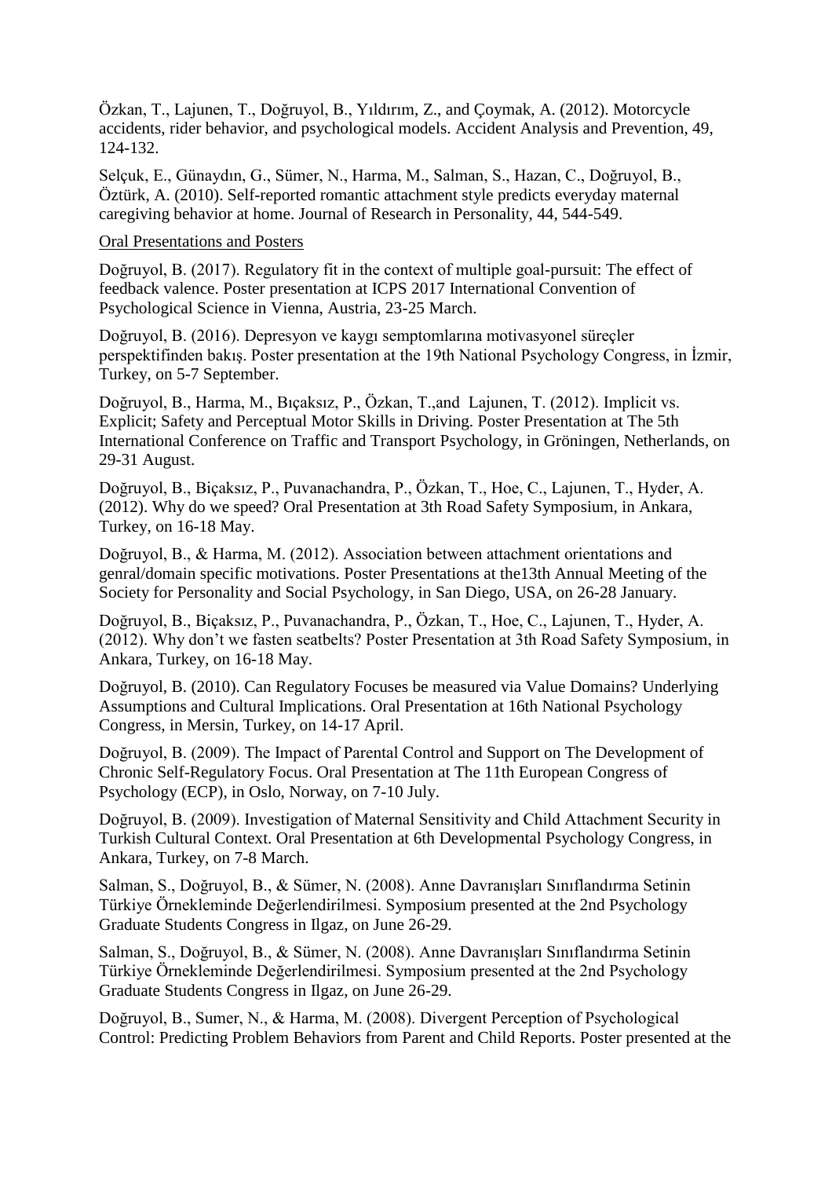Özkan, T., Lajunen, T., Doğruyol, B., Yıldırım, Z., and Çoymak, A. (2012). Motorcycle accidents, rider behavior, and psychological models. Accident Analysis and Prevention, 49, 124-132.

Selçuk, E., Günaydın, G., Sümer, N., Harma, M., Salman, S., Hazan, C., Doğruyol, B., Öztürk, A. (2010). Self-reported romantic attachment style predicts everyday maternal caregiving behavior at home. Journal of Research in Personality, 44, 544-549.

Oral Presentations and Posters

Doğruyol, B. (2017). Regulatory fit in the context of multiple goal-pursuit: The effect of feedback valence. Poster presentation at ICPS 2017 International Convention of Psychological Science in Vienna, Austria, 23-25 March.

Doğruyol, B. (2016). Depresyon ve kaygı semptomlarına motivasyonel süreçler perspektifinden bakış. Poster presentation at the 19th National Psychology Congress, in İzmir, Turkey, on 5-7 September.

Doğruyol, B., Harma, M., Bıçaksız, P., Özkan, T.,and Lajunen, T. (2012). Implicit vs. Explicit; Safety and Perceptual Motor Skills in Driving. Poster Presentation at The 5th International Conference on Traffic and Transport Psychology, in Gröningen, Netherlands, on 29-31 August.

Doğruyol, B., Biçaksız, P., Puvanachandra, P., Özkan, T., Hoe, C., Lajunen, T., Hyder, A. (2012). Why do we speed? Oral Presentation at 3th Road Safety Symposium, in Ankara, Turkey, on 16-18 May.

Doğruyol, B., & Harma, M. (2012). Association between attachment orientations and genral/domain specific motivations. Poster Presentations at the13th Annual Meeting of the Society for Personality and Social Psychology, in San Diego, USA, on 26-28 January.

Doğruyol, B., Biçaksız, P., Puvanachandra, P., Özkan, T., Hoe, C., Lajunen, T., Hyder, A. (2012). Why don't we fasten seatbelts? Poster Presentation at 3th Road Safety Symposium, in Ankara, Turkey, on 16-18 May.

Doğruyol, B. (2010). Can Regulatory Focuses be measured via Value Domains? Underlying Assumptions and Cultural Implications. Oral Presentation at 16th National Psychology Congress, in Mersin, Turkey, on 14-17 April.

Doğruyol, B. (2009). The Impact of Parental Control and Support on The Development of Chronic Self-Regulatory Focus. Oral Presentation at The 11th European Congress of Psychology (ECP), in Oslo, Norway, on 7-10 July.

Doğruyol, B. (2009). Investigation of Maternal Sensitivity and Child Attachment Security in Turkish Cultural Context. Oral Presentation at 6th Developmental Psychology Congress, in Ankara, Turkey, on 7-8 March.

Salman, S., Doğruyol, B., & Sümer, N. (2008). Anne Davranışları Sınıflandırma Setinin Türkiye Örnekleminde Değerlendirilmesi. Symposium presented at the 2nd Psychology Graduate Students Congress in Ilgaz, on June 26-29.

Salman, S., Doğruyol, B., & Sümer, N. (2008). Anne Davranışları Sınıflandırma Setinin Türkiye Örnekleminde Değerlendirilmesi. Symposium presented at the 2nd Psychology Graduate Students Congress in Ilgaz, on June 26-29.

Doğruyol, B., Sumer, N., & Harma, M. (2008). Divergent Perception of Psychological Control: Predicting Problem Behaviors from Parent and Child Reports. Poster presented at the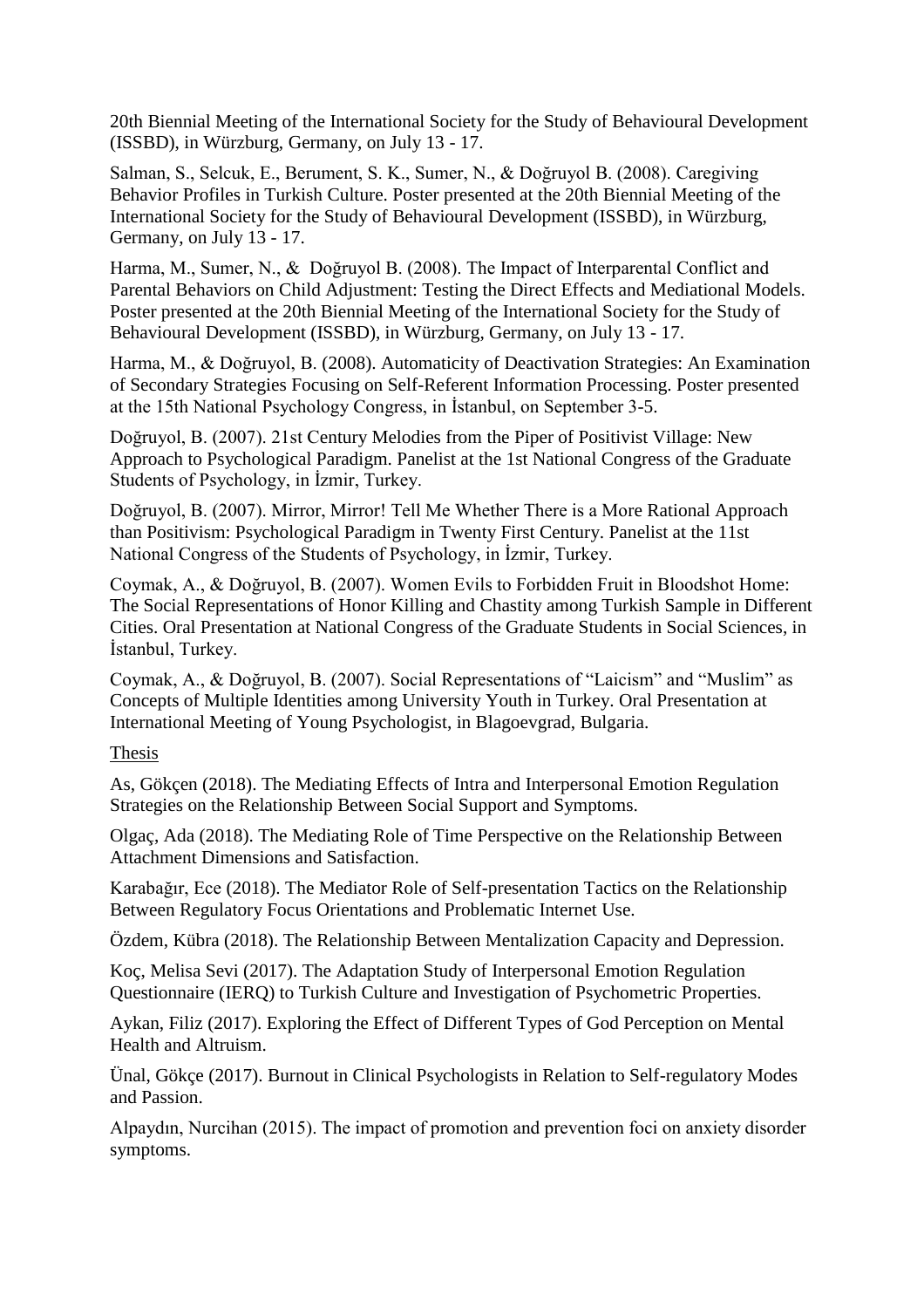20th Biennial Meeting of the International Society for the Study of Behavioural Development (ISSBD), in Würzburg, Germany, on July 13 - 17.

Salman, S., Selcuk, E., Berument, S. K., Sumer, N., & Doğruyol B. (2008). Caregiving Behavior Profiles in Turkish Culture. Poster presented at the 20th Biennial Meeting of the International Society for the Study of Behavioural Development (ISSBD), in Würzburg, Germany, on July 13 - 17.

Harma, M., Sumer, N., & Doğruyol B. (2008). The Impact of Interparental Conflict and Parental Behaviors on Child Adjustment: Testing the Direct Effects and Mediational Models. Poster presented at the 20th Biennial Meeting of the International Society for the Study of Behavioural Development (ISSBD), in Würzburg, Germany, on July 13 - 17.

Harma, M., & Doğruyol, B. (2008). Automaticity of Deactivation Strategies: An Examination of Secondary Strategies Focusing on Self-Referent Information Processing. Poster presented at the 15th National Psychology Congress, in İstanbul, on September 3-5.

Doğruyol, B. (2007). 21st Century Melodies from the Piper of Positivist Village: New Approach to Psychological Paradigm. Panelist at the 1st National Congress of the Graduate Students of Psychology, in İzmir, Turkey.

Doğruyol, B. (2007). Mirror, Mirror! Tell Me Whether There is a More Rational Approach than Positivism: Psychological Paradigm in Twenty First Century. Panelist at the 11st National Congress of the Students of Psychology, in İzmir, Turkey.

Coymak, A., & Doğruyol, B. (2007). Women Evils to Forbidden Fruit in Bloodshot Home: The Social Representations of Honor Killing and Chastity among Turkish Sample in Different Cities. Oral Presentation at National Congress of the Graduate Students in Social Sciences, in İstanbul, Turkey.

Coymak, A., & Doğruyol, B. (2007). Social Representations of "Laicism" and "Muslim" as Concepts of Multiple Identities among University Youth in Turkey. Oral Presentation at International Meeting of Young Psychologist, in Blagoevgrad, Bulgaria.

Thesis

As, Gökçen (2018). The Mediating Effects of Intra and Interpersonal Emotion Regulation Strategies on the Relationship Between Social Support and Symptoms.

Olgaç, Ada (2018). The Mediating Role of Time Perspective on the Relationship Between Attachment Dimensions and Satisfaction.

Karabağır, Ece (2018). The Mediator Role of Self-presentation Tactics on the Relationship Between Regulatory Focus Orientations and Problematic Internet Use.

Özdem, Kübra (2018). The Relationship Between Mentalization Capacity and Depression.

Koç, Melisa Sevi (2017). The Adaptation Study of Interpersonal Emotion Regulation Questionnaire (IERQ) to Turkish Culture and Investigation of Psychometric Properties.

Aykan, Filiz (2017). Exploring the Effect of Different Types of God Perception on Mental Health and Altruism.

Ünal, Gökçe (2017). Burnout in Clinical Psychologists in Relation to Self-regulatory Modes and Passion.

Alpaydın, Nurcihan (2015). The impact of promotion and prevention foci on anxiety disorder symptoms.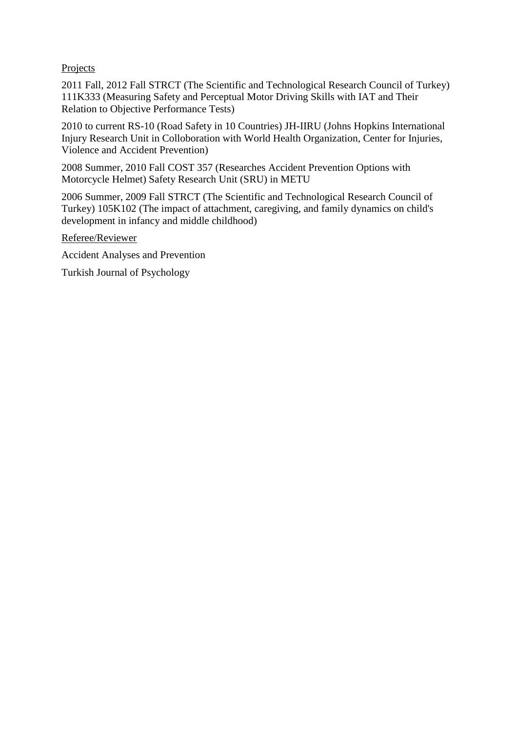Projects

2011 Fall, 2012 Fall STRCT (The Scientific and Technological Research Council of Turkey) 111K333 (Measuring Safety and Perceptual Motor Driving Skills with IAT and Their Relation to Objective Performance Tests)

2010 to current RS-10 (Road Safety in 10 Countries) JH-IIRU (Johns Hopkins International Injury Research Unit in Colloboration with World Health Organization, Center for Injuries, Violence and Accident Prevention)

2008 Summer, 2010 Fall COST 357 (Researches Accident Prevention Options with Motorcycle Helmet) Safety Research Unit (SRU) in METU

2006 Summer, 2009 Fall STRCT (The Scientific and Technological Research Council of Turkey) 105K102 (The impact of attachment, caregiving, and family dynamics on child's development in infancy and middle childhood)

Referee/Reviewer

Accident Analyses and Prevention

Turkish Journal of Psychology